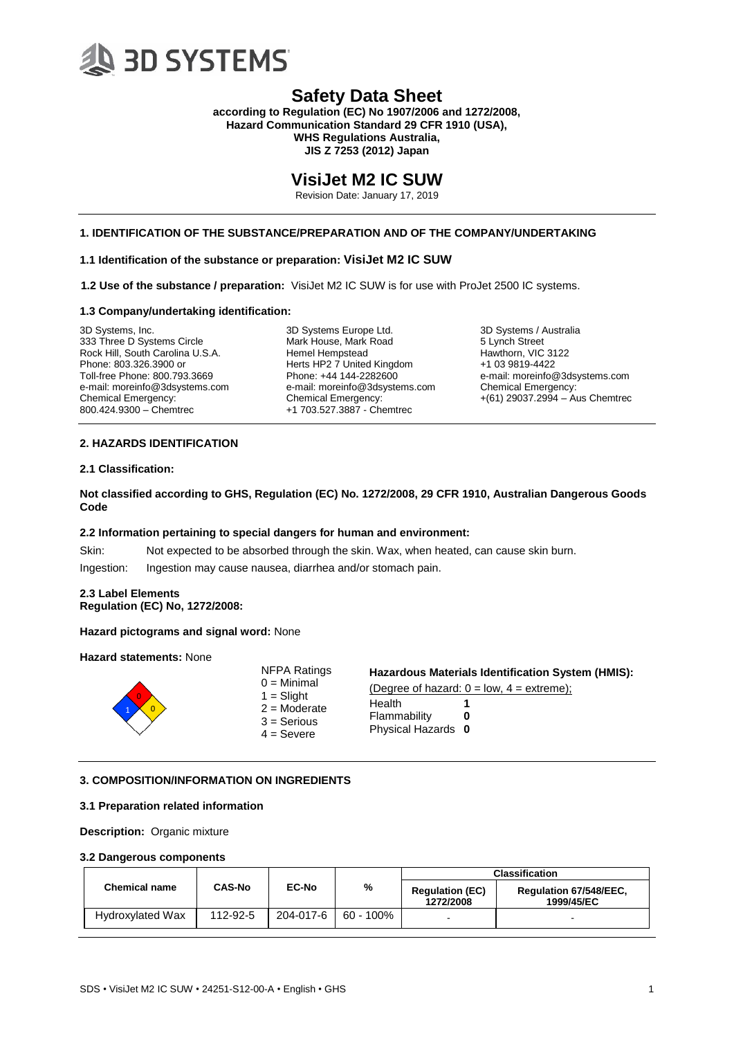3D SYSTEMS

# Safety Data Sheet

**according to Regulation (EC) No 1907/2006 and 1272/2008,**
**Hazard Communication Standard 29 CFR 1910 (USA),**
**WHS Regulations Australia,**
**JIS Z 7253 (2012) Japan**

# VisiJet M2 IC SUW

Revision Date: January 17, 2019

## 1. IDENTIFICATION OF THE SUBSTANCE/PREPARATION AND OF THE COMPANY/UNDERTAKING

### 1.1 Identification of the substance or preparation: VisiJet M2 IC SUW

**1.2 Use of the substance / preparation:** VisiJet M2 IC SUW is for use with ProJet 2500 IC systems.

### 1.3 Company/undertaking identification:

3D Systems, Inc.
333 Three D Systems Circle
Rock Hill, South Carolina U.S.A.
Phone: 803.326.3900 or
Toll-free Phone: 800.793.3669
e-mail: moreinfo@3dsystems.com
Chemical Emergency:
800.424.9300 – Chemtrec

3D Systems Europe Ltd.
Mark House, Mark Road
Hemel Hempstead
Herts HP2 7 United Kingdom
Phone: +44 144-2282600
e-mail: moreinfo@3dsystems.com
Chemical Emergency:
+1 703.527.3887 - Chemtrec

3D Systems / Australia
5 Lynch Street
Hawthorn, VIC 3122
+1 03 9819-4422
e-mail: moreinfo@3dsystems.com
Chemical Emergency:
+(61) 29037.2994 – Aus Chemtrec

## 2. HAZARDS IDENTIFICATION

### 2.1 Classification:

**Not classified according to GHS, Regulation (EC) No. 1272/2008, 29 CFR 1910, Australian Dangerous Goods Code**

### 2.2 Information pertaining to special dangers for human and environment:

Skin: Not expected to be absorbed through the skin. Wax, when heated, can cause skin burn.

Ingestion: Ingestion may cause nausea, diarrhea and/or stomach pain.

### 2.3 Label Elements
**Regulation (EC) No, 1272/2008:**

**Hazard pictograms and signal word:** None

**Hazard statements:** None

NFPA Ratings (Health: 1, Flammability: 0, Reactivity: 0)
0 = Minimal
1 = Slight
2 = Moderate
3 = Serious
4 = Severe

**Hazardous Materials Identification System (HMIS):**

(Degree of hazard: 0 = low, 4 = extreme);

| | |
|---|---|
| Health | **1** |
| Flammability | **0** |
| Physical Hazards | **0** |

## 3. COMPOSITION/INFORMATION ON INGREDIENTS

### 3.1 Preparation related information

**Description:** Organic mixture

### 3.2 Dangerous components

| Chemical name | CAS-No | EC-No | % | Classification | |
|---|---|---|---|---|---|
| | | | | Regulation (EC) 1272/2008 | Regulation 67/548/EEC, 1999/45/EC |
| Hydroxylated Wax | 112-92-5 | 204-017-6 | 60 - 100% | - | - |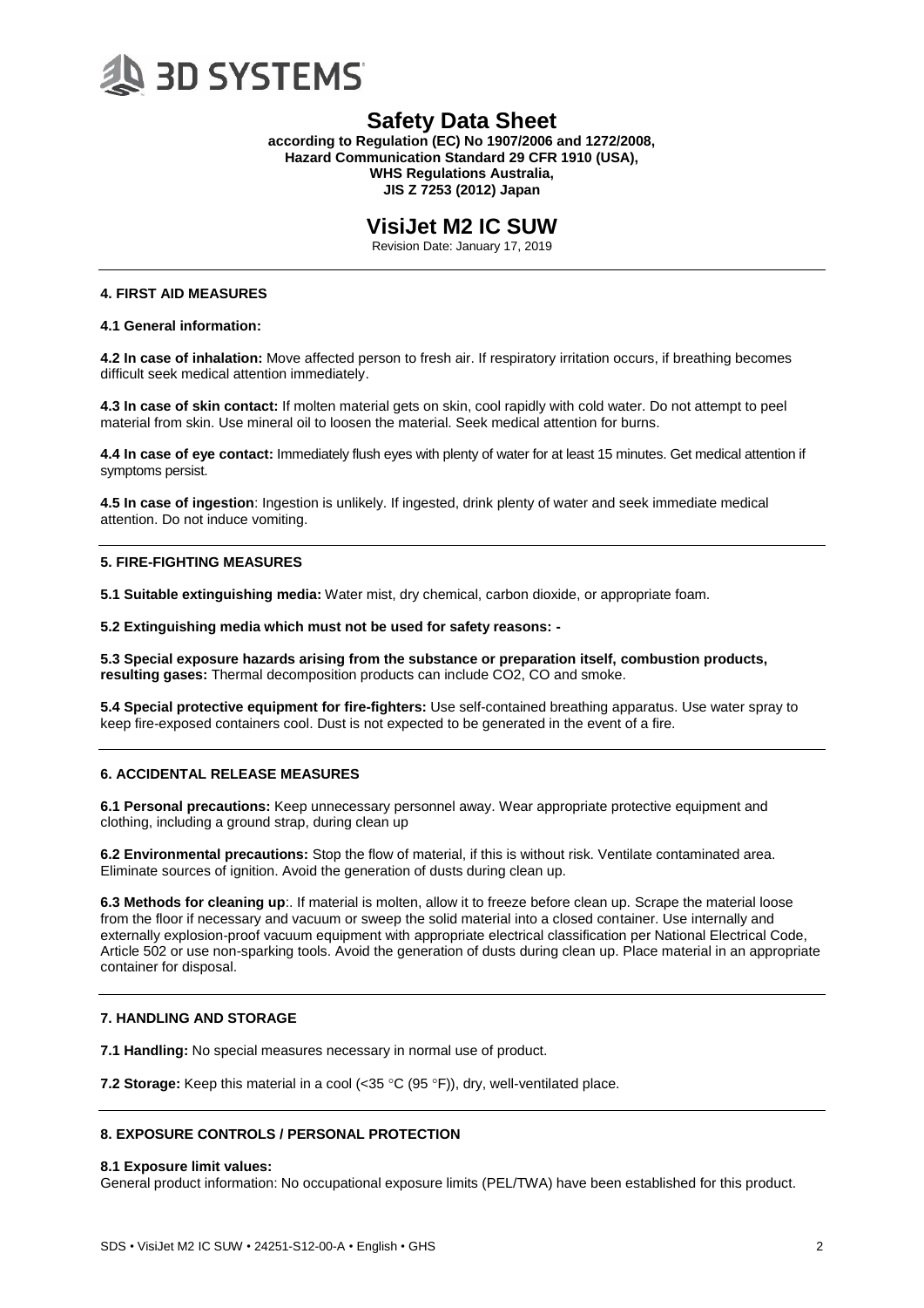# Safety Data Sheet

**according to Regulation (EC) No 1907/2006 and 1272/2008, Hazard Communication Standard 29 CFR 1910 (USA), WHS Regulations Australia, JIS Z 7253 (2012) Japan**

# VisiJet M2 IC SUW

Revision Date: January 17, 2019

## 4. FIRST AID MEASURES

**4.1 General information:**

**4.2 In case of inhalation:** Move affected person to fresh air. If respiratory irritation occurs, if breathing becomes difficult seek medical attention immediately.

**4.3 In case of skin contact:** If molten material gets on skin, cool rapidly with cold water. Do not attempt to peel material from skin. Use mineral oil to loosen the material. Seek medical attention for burns.

**4.4 In case of eye contact:** Immediately flush eyes with plenty of water for at least 15 minutes. Get medical attention if symptoms persist.

**4.5 In case of ingestion**: Ingestion is unlikely. If ingested, drink plenty of water and seek immediate medical attention. Do not induce vomiting.

## 5. FIRE-FIGHTING MEASURES

**5.1 Suitable extinguishing media:** Water mist, dry chemical, carbon dioxide, or appropriate foam.

**5.2 Extinguishing media which must not be used for safety reasons: -**

**5.3 Special exposure hazards arising from the substance or preparation itself, combustion products, resulting gases:** Thermal decomposition products can include $CO_2$, CO and smoke.

**5.4 Special protective equipment for fire-fighters:** Use self-contained breathing apparatus. Use water spray to keep fire-exposed containers cool. Dust is not expected to be generated in the event of a fire.

## 6. ACCIDENTAL RELEASE MEASURES

**6.1 Personal precautions:** Keep unnecessary personnel away. Wear appropriate protective equipment and clothing, including a ground strap, during clean up

**6.2 Environmental precautions:** Stop the flow of material, if this is without risk. Ventilate contaminated area. Eliminate sources of ignition. Avoid the generation of dusts during clean up.

**6.3 Methods for cleaning up**:. If material is molten, allow it to freeze before clean up. Scrape the material loose from the floor if necessary and vacuum or sweep the solid material into a closed container. Use internally and externally explosion-proof vacuum equipment with appropriate electrical classification per National Electrical Code, Article 502 or use non-sparking tools. Avoid the generation of dusts during clean up. Place material in an appropriate container for disposal.

## 7. HANDLING AND STORAGE

**7.1 Handling:** No special measures necessary in normal use of product.

**7.2 Storage:** Keep this material in a cool (<35 °C (95 °F)), dry, well-ventilated place.

## 8. EXPOSURE CONTROLS / PERSONAL PROTECTION

**8.1 Exposure limit values:**

General product information: No occupational exposure limits (PEL/TWA) have been established for this product.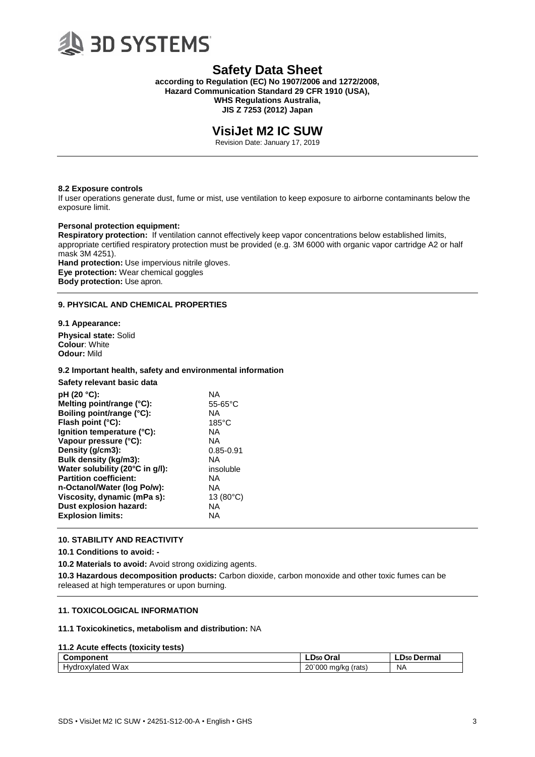## 8.2 Exposure controls

If user operations generate dust, fume or mist, use ventilation to keep exposure to airborne contaminants below the exposure limit.

**Personal protection equipment:**

**Respiratory protection:** If ventilation cannot effectively keep vapor concentrations below established limits, appropriate certified respiratory protection must be provided (e.g. 3M 6000 with organic vapor cartridge A2 or half mask 3M 4251).

**Hand protection:** Use impervious nitrile gloves.

**Eye protection:** Wear chemical goggles

**Body protection:** Use apron.

## 9. PHYSICAL AND CHEMICAL PROPERTIES

### 9.1 Appearance:

**Physical state:** Solid
**Colour**: White
**Odour:** Mild

### 9.2 Important health, safety and environmental information

**Safety relevant basic data**

| | |
|---|---|
| **pH (20 °C):** | NA |
| **Melting point/range (°C):** | 55-65°C |
| **Boiling point/range (°C):** | NA |
| **Flash point (°C):** | 185°C |
| **Ignition temperature (°C):** | NA |
| **Vapour pressure (°C):** | NA |
| **Density (g/cm3):** | 0.85-0.91 |
| **Bulk density (kg/m3):** | NA |
| **Water solubility (20°C in g/l):** | insoluble |
| **Partition coefficient:** | NA |
| **n-Octanol/Water (log Po/w):** | NA |
| **Viscosity, dynamic (mPa s):** | 13 (80°C) |
| **Dust explosion hazard:** | NA |
| **Explosion limits:** | NA |

## 10. STABILITY AND REACTIVITY

**10.1 Conditions to avoid: -**

**10.2 Materials to avoid:** Avoid strong oxidizing agents.

**10.3 Hazardous decomposition products:** Carbon dioxide, carbon monoxide and other toxic fumes can be released at high temperatures or upon burning.

## 11. TOXICOLOGICAL INFORMATION

**11.1 Toxicokinetics, metabolism and distribution:** NA

**11.2 Acute effects (toxicity tests)**

| Component | $LD_{50}$ Oral | $LD_{50}$ Dermal |
|---|---|---|
| Hydroxylated Wax | 20`000 mg/kg (rats) | NA |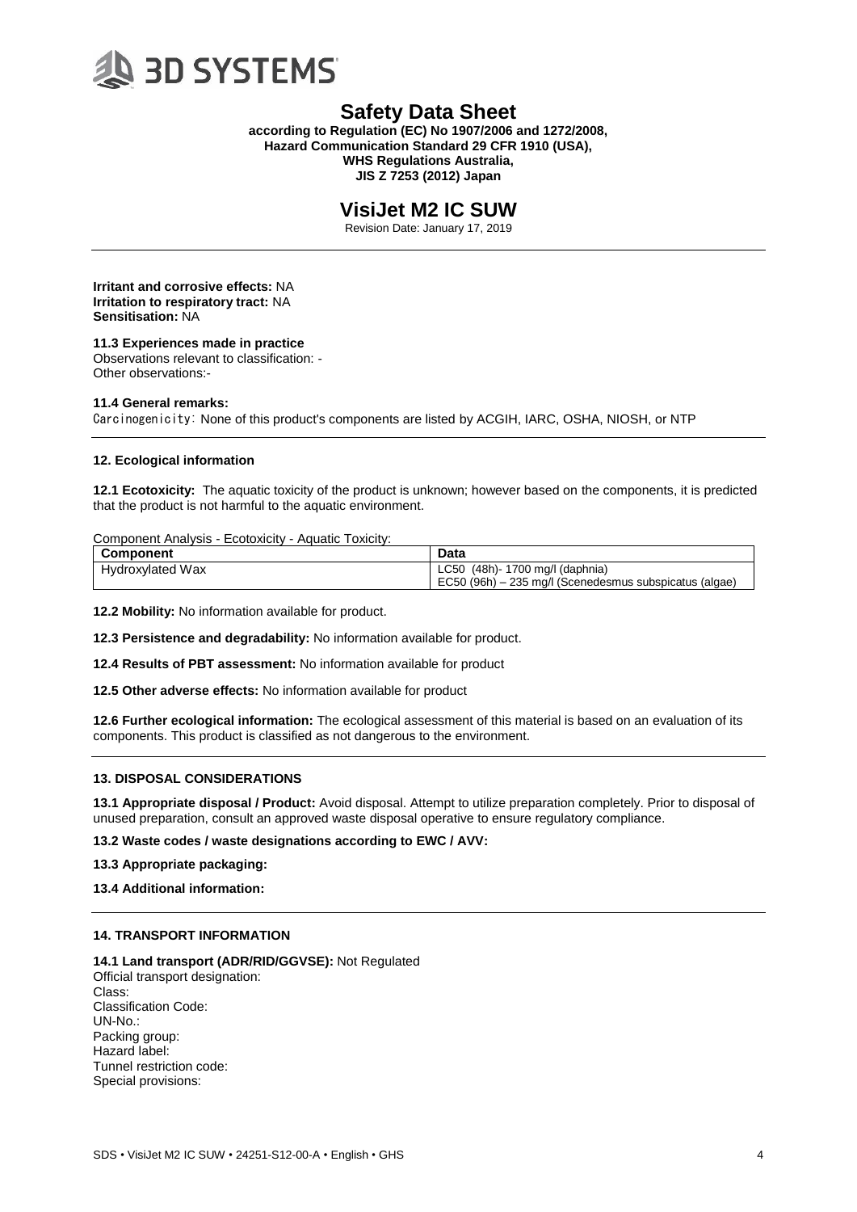**Irritant and corrosive effects:** NA
**Irritation to respiratory tract:** NA
**Sensitisation:** NA

**11.3 Experiences made in practice**
Observations relevant to classification: -
Other observations:-

**11.4 General remarks:**
Carcinogenicity: None of this product's components are listed by ACGIH, IARC, OSHA, NIOSH, or NTP

## 12. Ecological information

**12.1 Ecotoxicity:** The aquatic toxicity of the product is unknown; however based on the components, it is predicted that the product is not harmful to the aquatic environment.

Component Analysis - Ecotoxicity - Aquatic Toxicity:

| Component | Data |
|---|---|
| Hydroxylated Wax | LC50 (48h)- 1700 mg/l (daphnia)<br>EC50 (96h) – 235 mg/l (Scenedesmus subspicatus (algae) |

**12.2 Mobility:** No information available for product.

**12.3 Persistence and degradability:** No information available for product.

**12.4 Results of PBT assessment:** No information available for product

**12.5 Other adverse effects:** No information available for product

**12.6 Further ecological information:** The ecological assessment of this material is based on an evaluation of its components. This product is classified as not dangerous to the environment.

## 13. DISPOSAL CONSIDERATIONS

**13.1 Appropriate disposal / Product:** Avoid disposal. Attempt to utilize preparation completely. Prior to disposal of unused preparation, consult an approved waste disposal operative to ensure regulatory compliance.

**13.2 Waste codes / waste designations according to EWC / AVV:**

**13.3 Appropriate packaging:**

**13.4 Additional information:**

## 14. TRANSPORT INFORMATION

**14.1 Land transport (ADR/RID/GGVSE):** Not Regulated
Official transport designation:
Class:
Classification Code:
UN-No.:
Packing group:
Hazard label:
Tunnel restriction code:
Special provisions: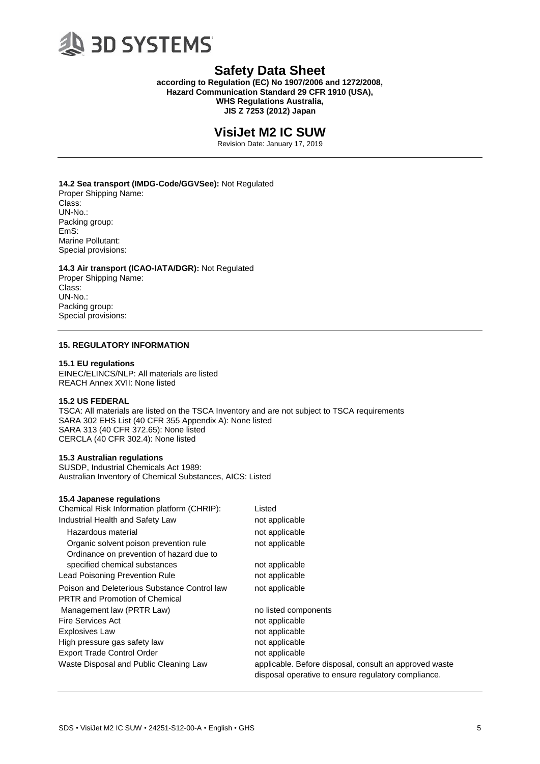**14.2 Sea transport (IMDG-Code/GGVSee):** Not Regulated

Proper Shipping Name:
Class:
UN-No.:
Packing group:
EmS:
Marine Pollutant:
Special provisions:

**14.3 Air transport (ICAO-IATA/DGR):** Not Regulated

Proper Shipping Name:
Class:
UN-No.:
Packing group:
Special provisions:

## 15. REGULATORY INFORMATION

**15.1 EU regulations**

EINEC/ELINCS/NLP: All materials are listed
REACH Annex XVII: None listed

**15.2 US FEDERAL**

TSCA: All materials are listed on the TSCA Inventory and are not subject to TSCA requirements
SARA 302 EHS List (40 CFR 355 Appendix A): None listed
SARA 313 (40 CFR 372.65): None listed
CERCLA (40 CFR 302.4): None listed

**15.3 Australian regulations**

SUSDP, Industrial Chemicals Act 1989:
Australian Inventory of Chemical Substances, AICS: Listed

**15.4 Japanese regulations**

| | |
|---|---|
| Chemical Risk Information platform (CHRIP): | Listed |
| Industrial Health and Safety Law | not applicable |
| Hazardous material | not applicable |
| Organic solvent poison prevention rule | not applicable |
| Ordinance on prevention of hazard due to specified chemical substances | not applicable |
| Lead Poisoning Prevention Rule | not applicable |
| Poison and Deleterious Substance Control law | not applicable |
| PRTR and Promotion of Chemical Management law (PRTR Law) | no listed components |
| Fire Services Act | not applicable |
| Explosives Law | not applicable |
| High pressure gas safety law | not applicable |
| Export Trade Control Order | not applicable |
| Waste Disposal and Public Cleaning Law | applicable. Before disposal, consult an approved waste disposal operative to ensure regulatory compliance. |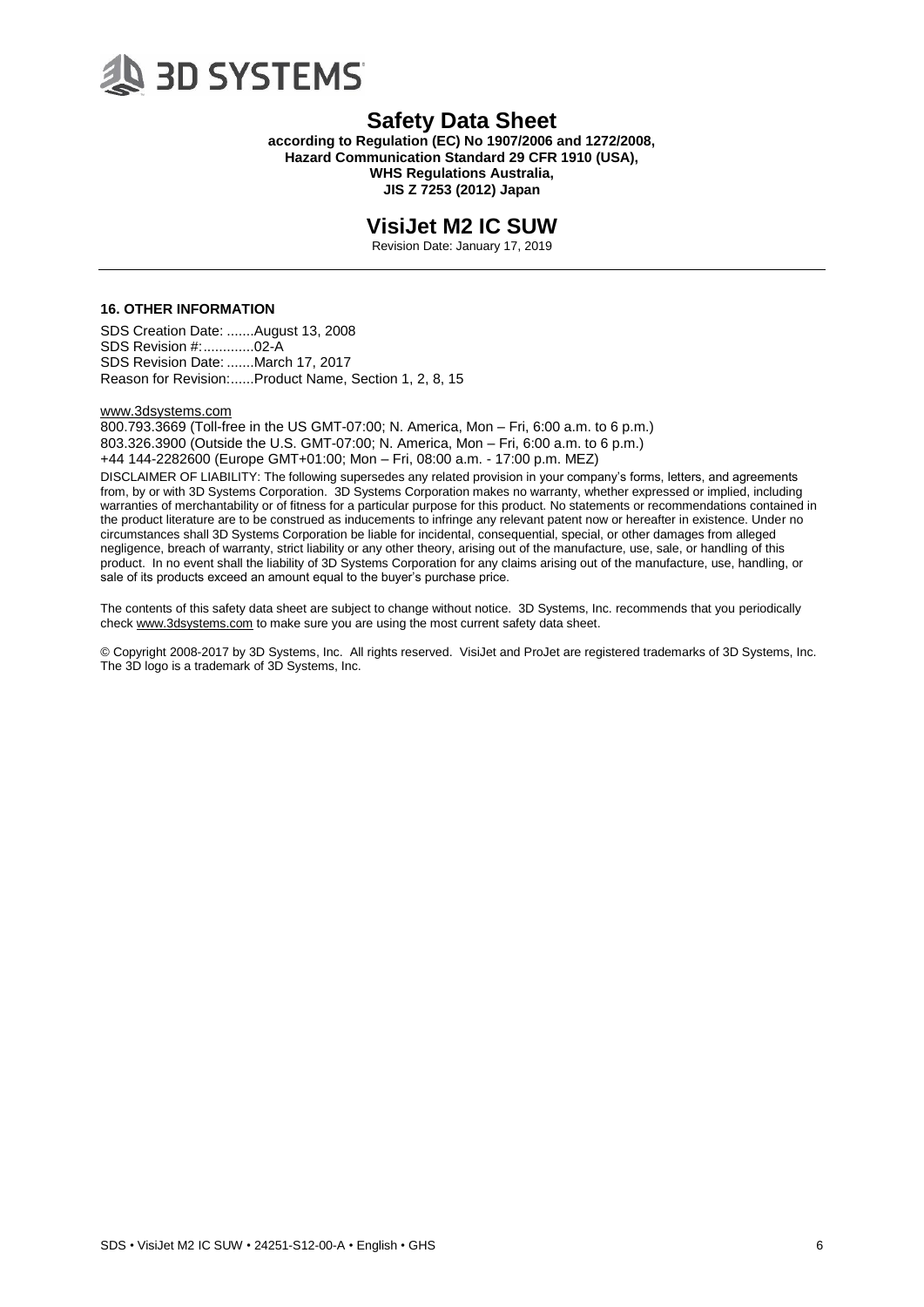# Safety Data Sheet

**according to Regulation (EC) No 1907/2006 and 1272/2008,**
**Hazard Communication Standard 29 CFR 1910 (USA),**
**WHS Regulations Australia,**
**JIS Z 7253 (2012) Japan**

# VisiJet M2 IC SUW

Revision Date: January 17, 2019

---

### 16. OTHER INFORMATION

SDS Creation Date: .......August 13, 2008
SDS Revision #:.............02-A
SDS Revision Date: .......March 17, 2017
Reason for Revision:......Product Name, Section 1, 2, 8, 15

www.3dsystems.com
800.793.3669 (Toll-free in the US GMT-07:00; N. America, Mon – Fri, 6:00 a.m. to 6 p.m.)
803.326.3900 (Outside the U.S. GMT-07:00; N. America, Mon – Fri, 6:00 a.m. to 6 p.m.)
+44 144-2282600 (Europe GMT+01:00; Mon – Fri, 08:00 a.m. - 17:00 p.m. MEZ)

DISCLAIMER OF LIABILITY: The following supersedes any related provision in your company's forms, letters, and agreements from, by or with 3D Systems Corporation. 3D Systems Corporation makes no warranty, whether expressed or implied, including warranties of merchantability or of fitness for a particular purpose for this product. No statements or recommendations contained in the product literature are to be construed as inducements to infringe any relevant patent now or hereafter in existence. Under no circumstances shall 3D Systems Corporation be liable for incidental, consequential, special, or other damages from alleged negligence, breach of warranty, strict liability or any other theory, arising out of the manufacture, use, sale, or handling of this product. In no event shall the liability of 3D Systems Corporation for any claims arising out of the manufacture, use, handling, or sale of its products exceed an amount equal to the buyer's purchase price.

The contents of this safety data sheet are subject to change without notice. 3D Systems, Inc. recommends that you periodically check www.3dsystems.com to make sure you are using the most current safety data sheet.

© Copyright 2008-2017 by 3D Systems, Inc. All rights reserved. VisiJet and ProJet are registered trademarks of 3D Systems, Inc. The 3D logo is a trademark of 3D Systems, Inc.